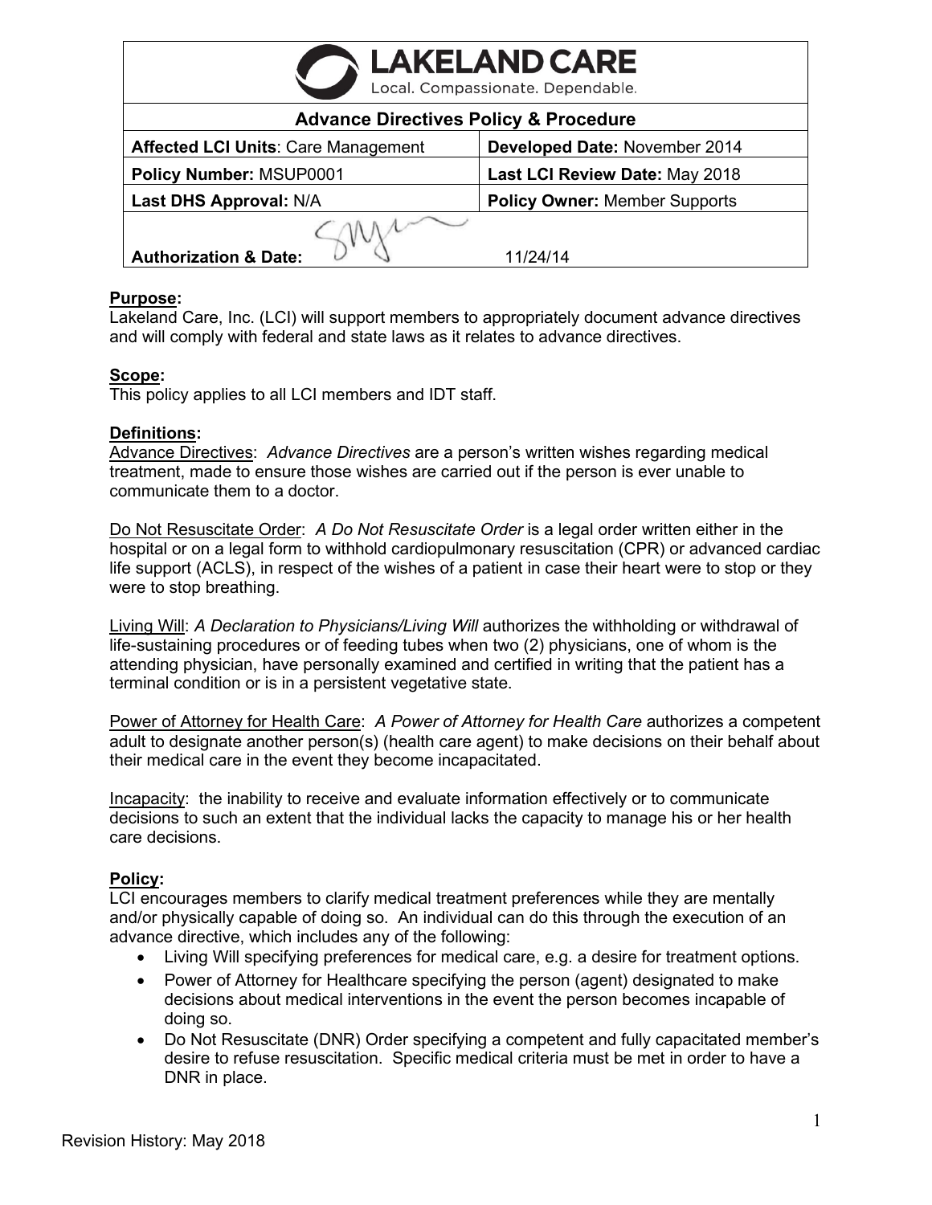| LAKELAND CARE<br>Local. Compassionate. Dependable. | |
|---|---|
| **Advance Directives Policy & Procedure** | |
| **Affected LCI Units**: Care Management | **Developed Date:** November 2014 |
| **Policy Number:** MSUP0001 | **Last LCI Review Date:** May 2018 |
| **Last DHS Approval:** N/A | **Policy Owner:** Member Supports |
| **Authorization & Date:** | 11/24/14 |

**Purpose:**
Lakeland Care, Inc. (LCI) will support members to appropriately document advance directives and will comply with federal and state laws as it relates to advance directives.

**Scope:**
This policy applies to all LCI members and IDT staff.

**Definitions:**
Advance Directives: *Advance Directives* are a person's written wishes regarding medical treatment, made to ensure those wishes are carried out if the person is ever unable to communicate them to a doctor.

Do Not Resuscitate Order: *A Do Not Resuscitate Order* is a legal order written either in the hospital or on a legal form to withhold cardiopulmonary resuscitation (CPR) or advanced cardiac life support (ACLS), in respect of the wishes of a patient in case their heart were to stop or they were to stop breathing.

Living Will: *A Declaration to Physicians/Living Will* authorizes the withholding or withdrawal of life-sustaining procedures or of feeding tubes when two (2) physicians, one of whom is the attending physician, have personally examined and certified in writing that the patient has a terminal condition or is in a persistent vegetative state.

Power of Attorney for Health Care: *A Power of Attorney for Health Care* authorizes a competent adult to designate another person(s) (health care agent) to make decisions on their behalf about their medical care in the event they become incapacitated.

Incapacity: the inability to receive and evaluate information effectively or to communicate decisions to such an extent that the individual lacks the capacity to manage his or her health care decisions.

**Policy:**
LCI encourages members to clarify medical treatment preferences while they are mentally and/or physically capable of doing so. An individual can do this through the execution of an advance directive, which includes any of the following:

- Living Will specifying preferences for medical care, e.g. a desire for treatment options.
- Power of Attorney for Healthcare specifying the person (agent) designated to make decisions about medical interventions in the event the person becomes incapable of doing so.
- Do Not Resuscitate (DNR) Order specifying a competent and fully capacitated member's desire to refuse resuscitation. Specific medical criteria must be met in order to have a DNR in place.

Revision History: May 2018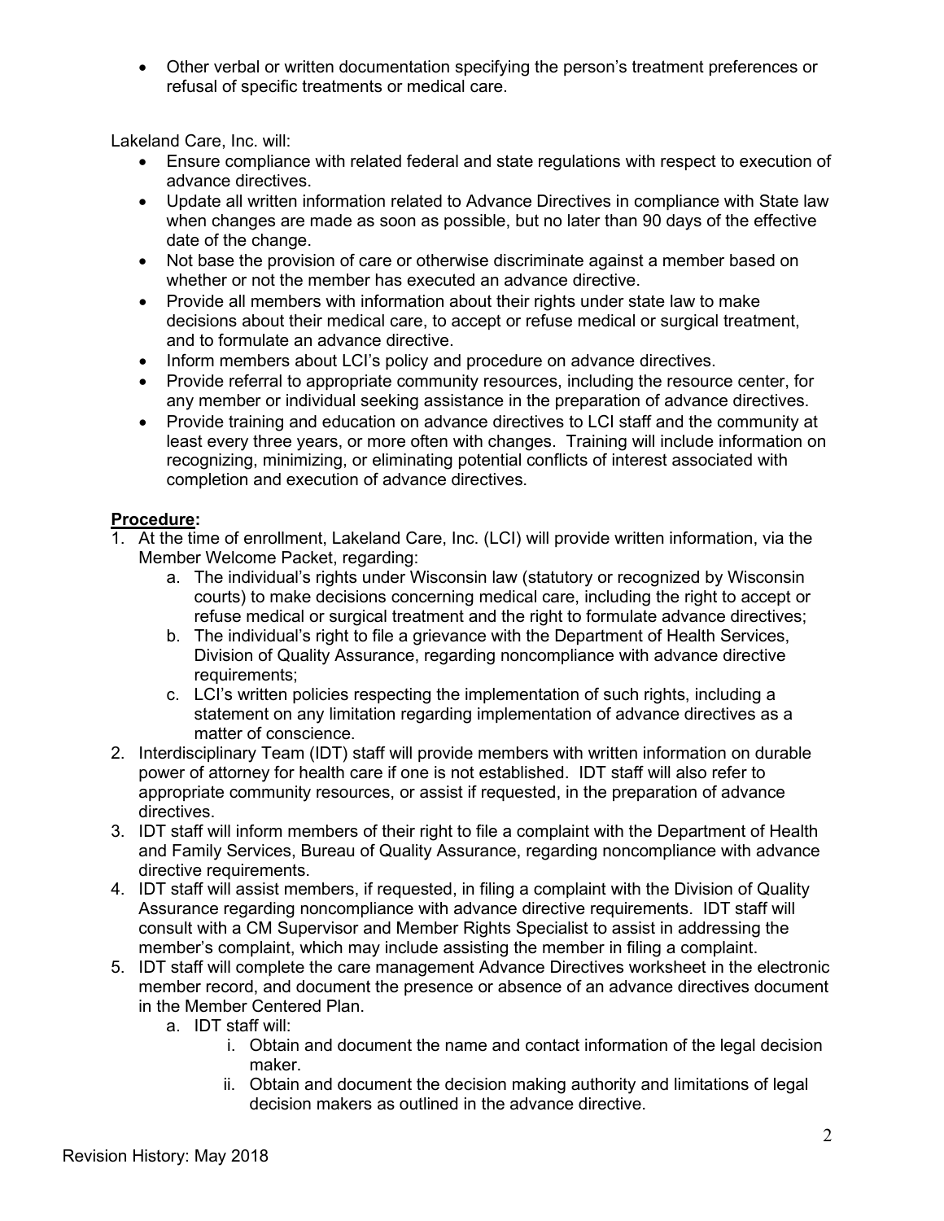- Other verbal or written documentation specifying the person's treatment preferences or refusal of specific treatments or medical care.

Lakeland Care, Inc. will:

- Ensure compliance with related federal and state regulations with respect to execution of advance directives.
- Update all written information related to Advance Directives in compliance with State law when changes are made as soon as possible, but no later than 90 days of the effective date of the change.
- Not base the provision of care or otherwise discriminate against a member based on whether or not the member has executed an advance directive.
- Provide all members with information about their rights under state law to make decisions about their medical care, to accept or refuse medical or surgical treatment, and to formulate an advance directive.
- Inform members about LCI's policy and procedure on advance directives.
- Provide referral to appropriate community resources, including the resource center, for any member or individual seeking assistance in the preparation of advance directives.
- Provide training and education on advance directives to LCI staff and the community at least every three years, or more often with changes. Training will include information on recognizing, minimizing, or eliminating potential conflicts of interest associated with completion and execution of advance directives.

**Procedure:**

1. At the time of enrollment, Lakeland Care, Inc. (LCI) will provide written information, via the Member Welcome Packet, regarding:
    a. The individual's rights under Wisconsin law (statutory or recognized by Wisconsin courts) to make decisions concerning medical care, including the right to accept or refuse medical or surgical treatment and the right to formulate advance directives;
    b. The individual's right to file a grievance with the Department of Health Services, Division of Quality Assurance, regarding noncompliance with advance directive requirements;
    c. LCI's written policies respecting the implementation of such rights, including a statement on any limitation regarding implementation of advance directives as a matter of conscience.
2. Interdisciplinary Team (IDT) staff will provide members with written information on durable power of attorney for health care if one is not established. IDT staff will also refer to appropriate community resources, or assist if requested, in the preparation of advance directives.
3. IDT staff will inform members of their right to file a complaint with the Department of Health and Family Services, Bureau of Quality Assurance, regarding noncompliance with advance directive requirements.
4. IDT staff will assist members, if requested, in filing a complaint with the Division of Quality Assurance regarding noncompliance with advance directive requirements. IDT staff will consult with a CM Supervisor and Member Rights Specialist to assist in addressing the member's complaint, which may include assisting the member in filing a complaint.
5. IDT staff will complete the care management Advance Directives worksheet in the electronic member record, and document the presence or absence of an advance directives document in the Member Centered Plan.
    a. IDT staff will:
        i. Obtain and document the name and contact information of the legal decision maker.
        ii. Obtain and document the decision making authority and limitations of legal decision makers as outlined in the advance directive.

Revision History: May 2018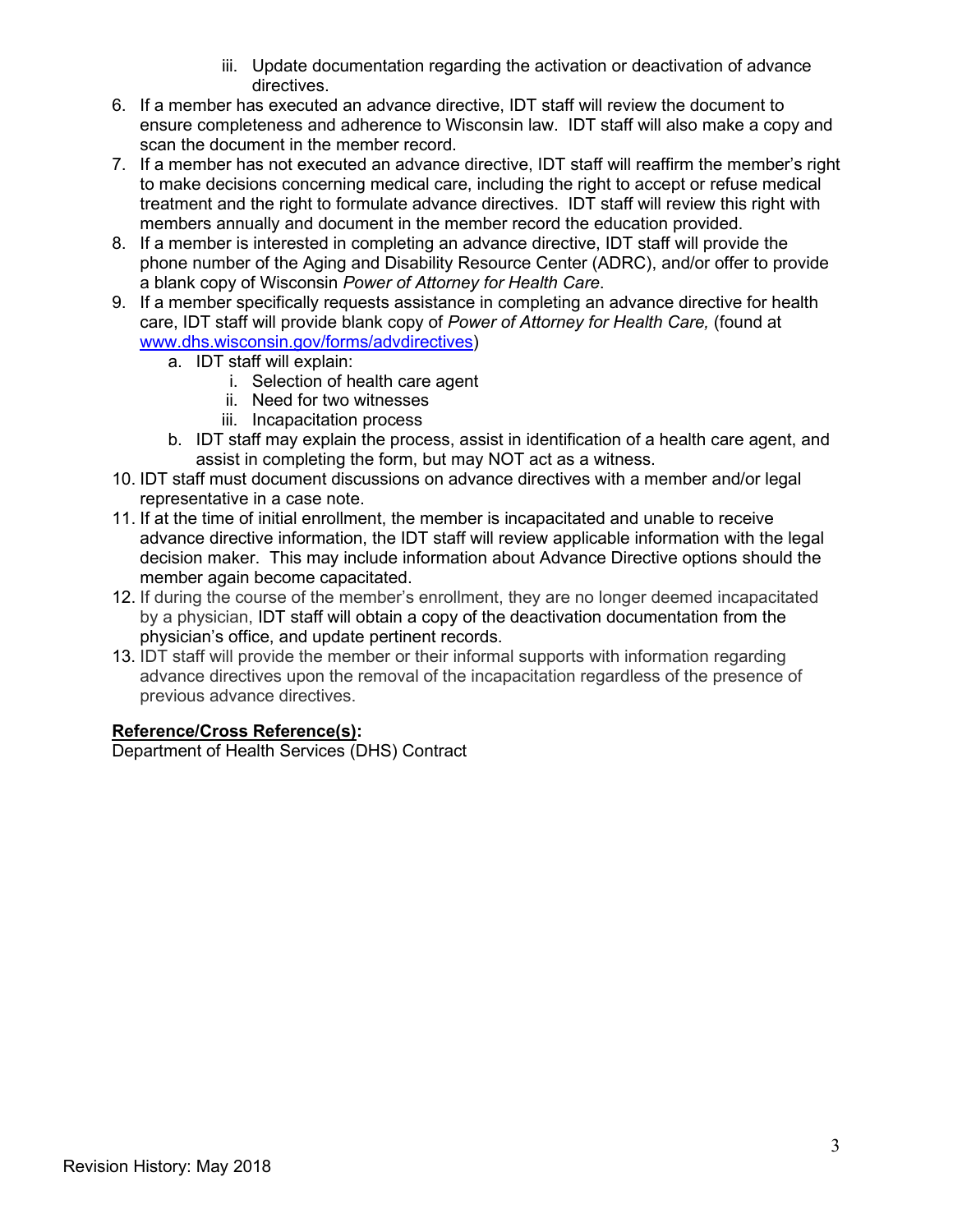iii. Update documentation regarding the activation or deactivation of advance directives.

6. If a member has executed an advance directive, IDT staff will review the document to ensure completeness and adherence to Wisconsin law. IDT staff will also make a copy and scan the document in the member record.
7. If a member has not executed an advance directive, IDT staff will reaffirm the member's right to make decisions concerning medical care, including the right to accept or refuse medical treatment and the right to formulate advance directives. IDT staff will review this right with members annually and document in the member record the education provided.
8. If a member is interested in completing an advance directive, IDT staff will provide the phone number of the Aging and Disability Resource Center (ADRC), and/or offer to provide a blank copy of Wisconsin *Power of Attorney for Health Care*.
9. If a member specifically requests assistance in completing an advance directive for health care, IDT staff will provide blank copy of *Power of Attorney for Health Care,* (found at www.dhs.wisconsin.gov/forms/advdirectives)
   a. IDT staff will explain:
      i. Selection of health care agent
      ii. Need for two witnesses
      iii. Incapacitation process
   b. IDT staff may explain the process, assist in identification of a health care agent, and assist in completing the form, but may NOT act as a witness.
10. IDT staff must document discussions on advance directives with a member and/or legal representative in a case note.
11. If at the time of initial enrollment, the member is incapacitated and unable to receive advance directive information, the IDT staff will review applicable information with the legal decision maker. This may include information about Advance Directive options should the member again become capacitated.
12. If during the course of the member's enrollment, they are no longer deemed incapacitated by a physician, IDT staff will obtain a copy of the deactivation documentation from the physician's office, and update pertinent records.
13. IDT staff will provide the member or their informal supports with information regarding advance directives upon the removal of the incapacitation regardless of the presence of previous advance directives.

**Reference/Cross Reference(s):**

Department of Health Services (DHS) Contract

Revision History: May 2018